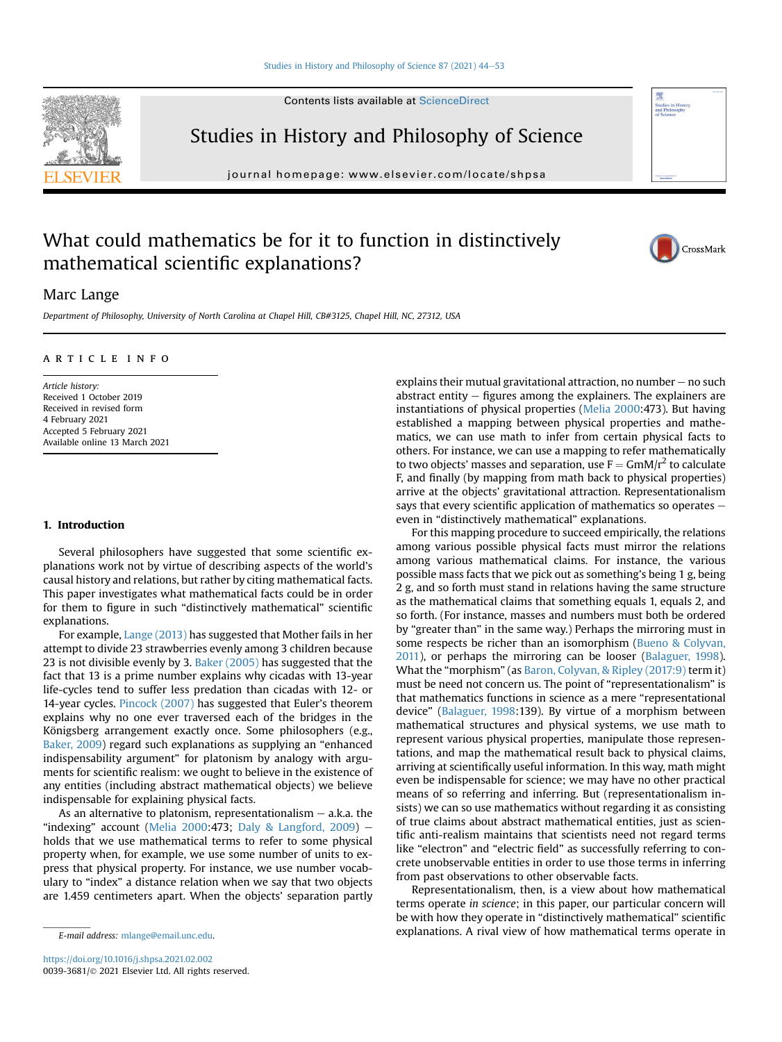# What could mathematics be for it to function in distinctively mathematical scientific explanations?

Marc Lange

*Department of Philosophy, University of North Carolina at Chapel Hill, CB#3125, Chapel Hill, NC, 27312, USA*

ARTICLE INFO

*Article history:*
Received 1 October 2019
Received in revised form
4 February 2021
Accepted 5 February 2021
Available online 13 March 2021

## 1. Introduction

Several philosophers have suggested that some scientific explanations work not by virtue of describing aspects of the world's causal history and relations, but rather by citing mathematical facts. This paper investigates what mathematical facts could be in order for them to figure in such "distinctively mathematical" scientific explanations.

For example, Lange (2013) has suggested that Mother fails in her attempt to divide 23 strawberries evenly among 3 children because 23 is not divisible evenly by 3. Baker (2005) has suggested that the fact that 13 is a prime number explains why cicadas with 13-year life-cycles tend to suffer less predation than cicadas with 12- or 14-year cycles. Pincock (2007) has suggested that Euler's theorem explains why no one ever traversed each of the bridges in the Königsberg arrangement exactly once. Some philosophers (e.g., Baker, 2009) regard such explanations as supplying an "enhanced indispensability argument" for platonism by analogy with arguments for scientific realism: we ought to believe in the existence of any entities (including abstract mathematical objects) we believe indispensable for explaining physical facts.

As an alternative to platonism, representationalism – a.k.a. the "indexing" account (Melia 2000:473; Daly & Langford, 2009) – holds that we use mathematical terms to refer to some physical property when, for example, we use some number of units to express that physical property. For instance, we use number vocabulary to "index" a distance relation when we say that two objects are 1.459 centimeters apart. When the objects' separation partly explains their mutual gravitational attraction, no number – no such abstract entity – figures among the explainers. The explainers are instantiations of physical properties (Melia 2000:473). But having established a mapping between physical properties and mathematics, we can use math to infer from certain physical facts to others. For instance, we can use a mapping to refer mathematically to two objects' masses and separation, use $F = GmM/r^2$ to calculate F, and finally (by mapping from math back to physical properties) arrive at the objects' gravitational attraction. Representationalism says that every scientific application of mathematics so operates – even in "distinctively mathematical" explanations.

For this mapping procedure to succeed empirically, the relations among various possible physical facts must mirror the relations among various mathematical claims. For instance, the various possible mass facts that we pick out as something's being 1 g, being 2 g, and so forth must stand in relations having the same structure as the mathematical claims that something equals 1, equals 2, and so forth. (For instance, masses and numbers must both be ordered by "greater than" in the same way.) Perhaps the mirroring must in some respects be richer than an isomorphism (Bueno & Colyvan, 2011), or perhaps the mirroring can be looser (Balaguer, 1998). What the "morphism" (as Baron, Colyvan, & Ripley (2017:9) term it) must be need not concern us. The point of "representationalism" is that mathematics functions in science as a mere "representational device" (Balaguer, 1998:139). By virtue of a morphism between mathematical structures and physical systems, we use math to represent various physical properties, manipulate those representations, and map the mathematical result back to physical claims, arriving at scientifically useful information. In this way, math might even be indispensable for science; we may have no other practical means of so referring and inferring. But (representationalism insists) we can so use mathematics without regarding it as consisting of true claims about abstract mathematical entities, just as scientific anti-realism maintains that scientists need not regard terms like "electron" and "electric field" as successfully referring to concrete unobservable entities in order to use those terms in inferring from past observations to other observable facts.

Representationalism, then, is a view about how mathematical terms operate *in science*; in this paper, our particular concern will be with how they operate in "distinctively mathematical" scientific explanations. A rival view of how mathematical terms operate in

E-mail address: mlange@email.unc.edu.

https://doi.org/10.1016/j.shpsa.2021.02.002
0039-3681/© 2021 Elsevier Ltd. All rights reserved.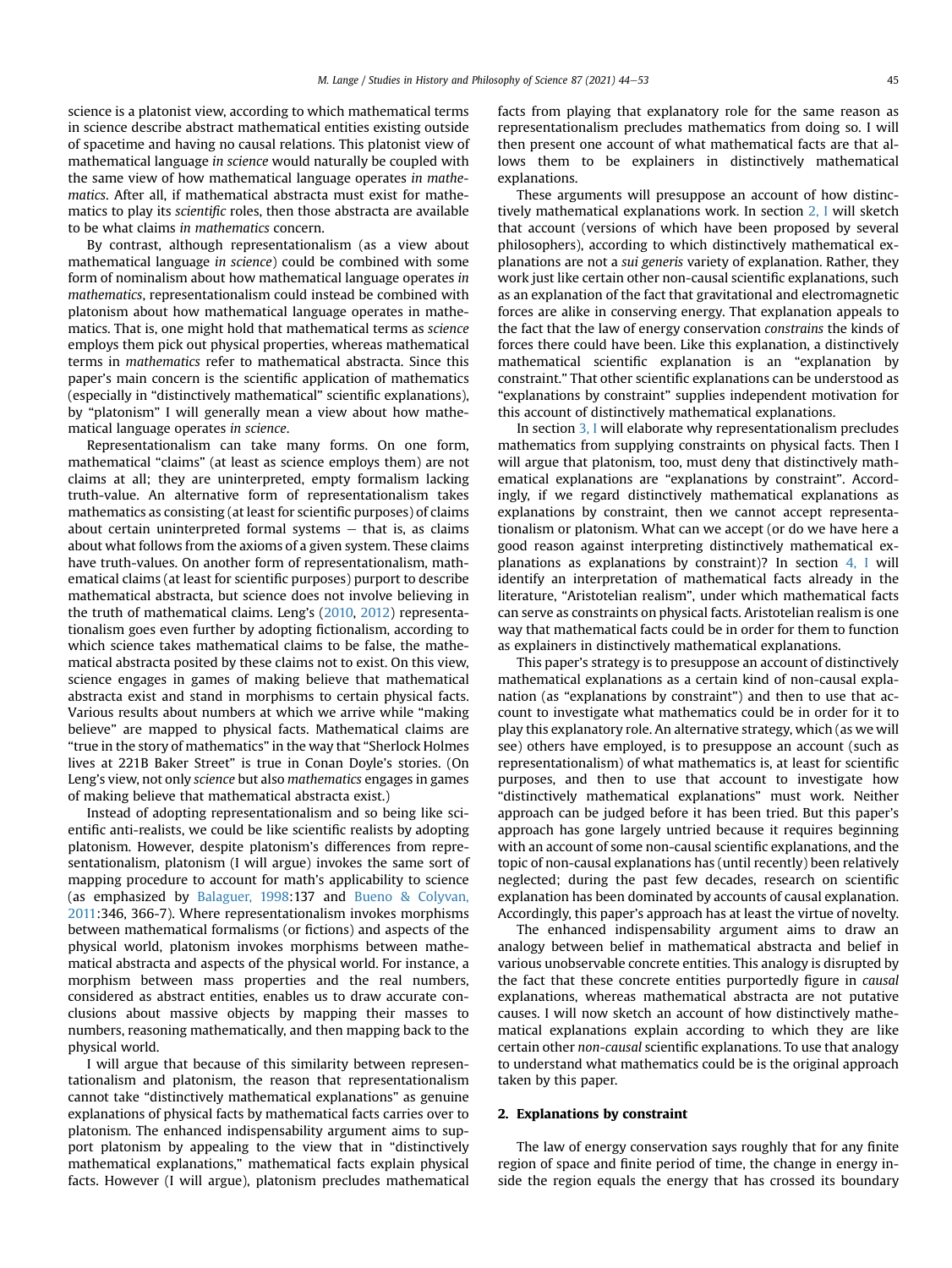science is a platonist view, according to which mathematical terms in science describe abstract mathematical entities existing outside of spacetime and having no causal relations. This platonist view of mathematical language *in science* would naturally be coupled with the same view of how mathematical language operates *in mathematics*. After all, if mathematical abstracta must exist for mathematics to play its *scientific* roles, then those abstracta are available to be what claims *in mathematics* concern.

By contrast, although representationalism (as a view about mathematical language *in science*) could be combined with some form of nominalism about how mathematical language operates *in mathematics*, representationalism could instead be combined with platonism about how mathematical language operates in mathematics. That is, one might hold that mathematical terms as *science* employs them pick out physical properties, whereas mathematical terms in *mathematics* refer to mathematical abstracta. Since this paper's main concern is the scientific application of mathematics (especially in "distinctively mathematical" scientific explanations), by "platonism" I will generally mean a view about how mathematical language operates *in science*.

Representationalism can take many forms. On one form, mathematical "claims" (at least as science employs them) are not claims at all; they are uninterpreted, empty formalism lacking truth-value. An alternative form of representationalism takes mathematics as consisting (at least for scientific purposes) of claims about certain uninterpreted formal systems – that is, as claims about what follows from the axioms of a given system. These claims have truth-values. On another form of representationalism, mathematical claims (at least for scientific purposes) purport to describe mathematical abstracta, but science does not involve believing in the truth of mathematical claims. Leng's (2010, 2012) representationalism goes even further by adopting fictionalism, according to which science takes mathematical claims to be false, the mathematical abstracta posited by these claims not to exist. On this view, science engages in games of making believe that mathematical abstracta exist and stand in morphisms to certain physical facts. Various results about numbers at which we arrive while "making believe" are mapped to physical facts. Mathematical claims are "true in the story of mathematics" in the way that "Sherlock Holmes lives at 221B Baker Street" is true in Conan Doyle's stories. (On Leng's view, not only *science* but also *mathematics* engages in games of making believe that mathematical abstracta exist.)

Instead of adopting representationalism and so being like scientific anti-realists, we could be like scientific realists by adopting platonism. However, despite platonism's differences from representationalism, platonism (I will argue) invokes the same sort of mapping procedure to account for math's applicability to science (as emphasized by Balaguer, 1998:137 and Bueno & Colyvan, 2011:346, 366-7). Where representationalism invokes morphisms between mathematical formalisms (or fictions) and aspects of the physical world, platonism invokes morphisms between mathematical abstracta and aspects of the physical world. For instance, a morphism between mass properties and the real numbers, considered as abstract entities, enables us to draw accurate conclusions about massive objects by mapping their masses to numbers, reasoning mathematically, and then mapping back to the physical world.

I will argue that because of this similarity between representationalism and platonism, the reason that representationalism cannot take "distinctively mathematical explanations" as genuine explanations of physical facts by mathematical facts carries over to platonism. The enhanced indispensability argument aims to support platonism by appealing to the view that in "distinctively mathematical explanations," mathematical facts explain physical facts. However (I will argue), platonism precludes mathematical facts from playing that explanatory role for the same reason as representationalism precludes mathematics from doing so. I will then present one account of what mathematical facts are that allows them to be explainers in distinctively mathematical explanations.

These arguments will presuppose an account of how distinctively mathematical explanations work. In section 2, I will sketch that account (versions of which have been proposed by several philosophers), according to which distinctively mathematical explanations are not a *sui generis* variety of explanation. Rather, they work just like certain other non-causal scientific explanations, such as an explanation of the fact that gravitational and electromagnetic forces are alike in conserving energy. That explanation appeals to the fact that the law of energy conservation *constrains* the kinds of forces there could have been. Like this explanation, a distinctively mathematical scientific explanation is an "explanation by constraint." That other scientific explanations can be understood as "explanations by constraint" supplies independent motivation for this account of distinctively mathematical explanations.

In section 3, I will elaborate why representationalism precludes mathematics from supplying constraints on physical facts. Then I will argue that platonism, too, must deny that distinctively mathematical explanations are "explanations by constraint". Accordingly, if we regard distinctively mathematical explanations as explanations by constraint, then we cannot accept representationalism or platonism. What can we accept (or do we have here a good reason against interpreting distinctively mathematical explanations as explanations by constraint)? In section 4, I will identify an interpretation of mathematical facts already in the literature, "Aristotelian realism", under which mathematical facts can serve as constraints on physical facts. Aristotelian realism is one way that mathematical facts could be in order for them to function as explainers in distinctively mathematical explanations.

This paper's strategy is to presuppose an account of distinctively mathematical explanations as a certain kind of non-causal explanation (as "explanations by constraint") and then to use that account to investigate what mathematics could be in order for it to play this explanatory role. An alternative strategy, which (as we will see) others have employed, is to presuppose an account (such as representationalism) of what mathematics is, at least for scientific purposes, and then to use that account to investigate how "distinctively mathematical explanations" must work. Neither approach can be judged before it has been tried. But this paper's approach has gone largely untried because it requires beginning with an account of some non-causal scientific explanations, and the topic of non-causal explanations has (until recently) been relatively neglected; during the past few decades, research on scientific explanation has been dominated by accounts of causal explanation. Accordingly, this paper's approach has at least the virtue of novelty.

The enhanced indispensability argument aims to draw an analogy between belief in mathematical abstracta and belief in various unobservable concrete entities. This analogy is disrupted by the fact that these concrete entities purportedly figure in *causal* explanations, whereas mathematical abstracta are not putative causes. I will now sketch an account of how distinctively mathematical explanations explain according to which they are like certain other *non-causal* scientific explanations. To use that analogy to understand what mathematics could be is the original approach taken by this paper.

## 2. Explanations by constraint

The law of energy conservation says roughly that for any finite region of space and finite period of time, the change in energy inside the region equals the energy that has crossed its boundary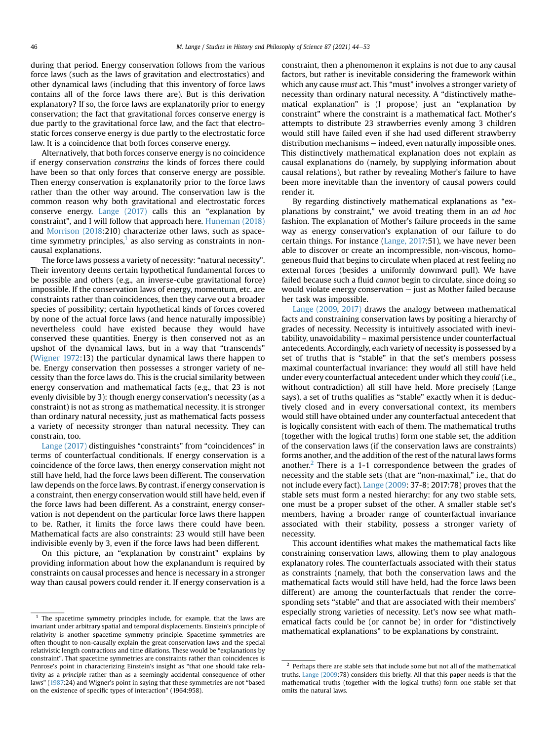during that period. Energy conservation follows from the various force laws (such as the laws of gravitation and electrostatics) and other dynamical laws (including that this inventory of force laws contains all of the force laws there are). But is this derivation explanatory? If so, the force laws are explanatorily prior to energy conservation; the fact that gravitational forces conserve energy is due partly to the gravitational force law, and the fact that electrostatic forces conserve energy is due partly to the electrostatic force law. It is a coincidence that both forces conserve energy.

Alternatively, that both forces conserve energy is no coincidence if energy conservation *constrains* the kinds of forces there could have been so that only forces that conserve energy are possible. Then energy conservation is explanatorily prior to the force laws rather than the other way around. The conservation law is the common reason why both gravitational and electrostatic forces conserve energy. Lange (2017) calls this an "explanation by constraint", and I will follow that approach here. Huneman (2018) and Morrison (2018:210) characterize other laws, such as spacetime symmetry principles,[1] as also serving as constraints in non-causal explanations.

The force laws possess a variety of necessity: "natural necessity". Their inventory deems certain hypothetical fundamental forces to be possible and others (e.g., an inverse-cube gravitational force) impossible. If the conservation laws of energy, momentum, etc. are constraints rather than coincidences, then they carve out a broader species of possibility; certain hypothetical kinds of forces covered by none of the actual force laws (and hence naturally impossible) nevertheless could have existed because they would have conserved these quantities. Energy is then conserved not as an upshot of the dynamical laws, but in a way that "transcends" (Wigner 1972:13) the particular dynamical laws there happen to be. Energy conservation then possesses a stronger variety of necessity than the force laws do. This is the crucial similarity between energy conservation and mathematical facts (e.g., that 23 is not evenly divisible by 3): though energy conservation's necessity (as a constraint) is not as strong as mathematical necessity, it is stronger than ordinary natural necessity, just as mathematical facts possess a variety of necessity stronger than natural necessity. They can constrain, too.

Lange (2017) distinguishes "constraints" from "coincidences" in terms of counterfactual conditionals. If energy conservation is a coincidence of the force laws, then energy conservation might not still have held, had the force laws been different. The conservation law depends on the force laws. By contrast, if energy conservation is a constraint, then energy conservation would still have held, even if the force laws had been different. As a constraint, energy conservation is not dependent on the particular force laws there happen to be. Rather, it limits the force laws there could have been. Mathematical facts are also constraints: 23 would still have been indivisible evenly by 3, even if the force laws had been different.

On this picture, an "explanation by constraint" explains by providing information about how the explanandum is required by constraints on causal processes and hence is necessary in a stronger way than causal powers could render it. If energy conservation is a constraint, then a phenomenon it explains is not due to any causal factors, but rather is inevitable considering the framework within which any cause *must* act. This "must" involves a stronger variety of necessity than ordinary natural necessity. A "distinctively mathematical explanation" is (I propose) just an "explanation by constraint" where the constraint is a mathematical fact. Mother's attempts to distribute 23 strawberries evenly among 3 children would still have failed even if she had used different strawberry distribution mechanisms – indeed, even naturally impossible ones. This distinctively mathematical explanation does not explain as causal explanations do (namely, by supplying information about causal relations), but rather by revealing Mother's failure to have been more inevitable than the inventory of causal powers could render it.

By regarding distinctively mathematical explanations as "explanations by constraint," we avoid treating them in an *ad hoc* fashion. The explanation of Mother's failure proceeds in the same way as energy conservation's explanation of our failure to do certain things. For instance (Lange, 2017:51), we have never been able to discover or create an incompressible, non-viscous, homogeneous fluid that begins to circulate when placed at rest feeling no external forces (besides a uniformly downward pull). We have failed because such a fluid *cannot* begin to circulate, since doing so would violate energy conservation – just as Mother failed because her task was impossible.

Lange (2009, 2017) draws the analogy between mathematical facts and constraining conservation laws by positing a hierarchy of grades of necessity. Necessity is intuitively associated with inevitability, unavoidability – maximal persistence under counterfactual antecedents. Accordingly, each variety of necessity is possessed by a set of truths that is "stable" in that the set's members possess maximal counterfactual invariance: they *would* all still have held under every counterfactual antecedent under which they *could* (i.e., without contradiction) all still have held. More precisely (Lange says), a set of truths qualifies as "stable" exactly when it is deductively closed and in every conversational context, its members would still have obtained under any counterfactual antecedent that is logically consistent with each of them. The mathematical truths (together with the logical truths) form one stable set, the addition of the conservation laws (if the conservation laws are constraints) forms another, and the addition of the rest of the natural laws forms another.[2] There is a 1-1 correspondence between the grades of necessity and the stable sets (that are "non-maximal," i.e., that do not include every fact). Lange (2009: 37-8; 2017:78) proves that the stable sets must form a nested hierarchy: for any two stable sets, one must be a proper subset of the other. A smaller stable set's members, having a broader range of counterfactual invariance associated with their stability, possess a stronger variety of necessity.

This account identifies what makes the mathematical facts like constraining conservation laws, allowing them to play analogous explanatory roles. The counterfactuals associated with their status as constraints (namely, that both the conservation laws and the mathematical facts would still have held, had the force laws been different) are among the counterfactuals that render the corresponding sets "stable" and that are associated with their members' especially strong varieties of necessity. Let's now see what mathematical facts could be (or cannot be) in order for "distinctively mathematical explanations" to be explanations by constraint.

---

[1] The spacetime symmetry principles include, for example, that the laws are invariant under arbitrary spatial and temporal displacements. Einstein's principle of relativity is another spacetime symmetry principle. Spacetime symmetries are often thought to non-causally explain the great conservation laws and the special relativistic length contractions and time dilations. These would be "explanations by constraint". That spacetime symmetries are constraints rather than coincidences is Penrose's point in characterizing Einstein's insight as "that one should take relativity as a *principle* rather than as a seemingly accidental consequence of other laws" (1987:24) and Wigner's point in saying that these symmetries are not "based on the existence of specific types of interaction" (1964:958).

[2] Perhaps there are stable sets that include some but not all of the mathematical truths. Lange (2009:78) considers this briefly. All that this paper needs is that the mathematical truths (together with the logical truths) form one stable set that omits the natural laws.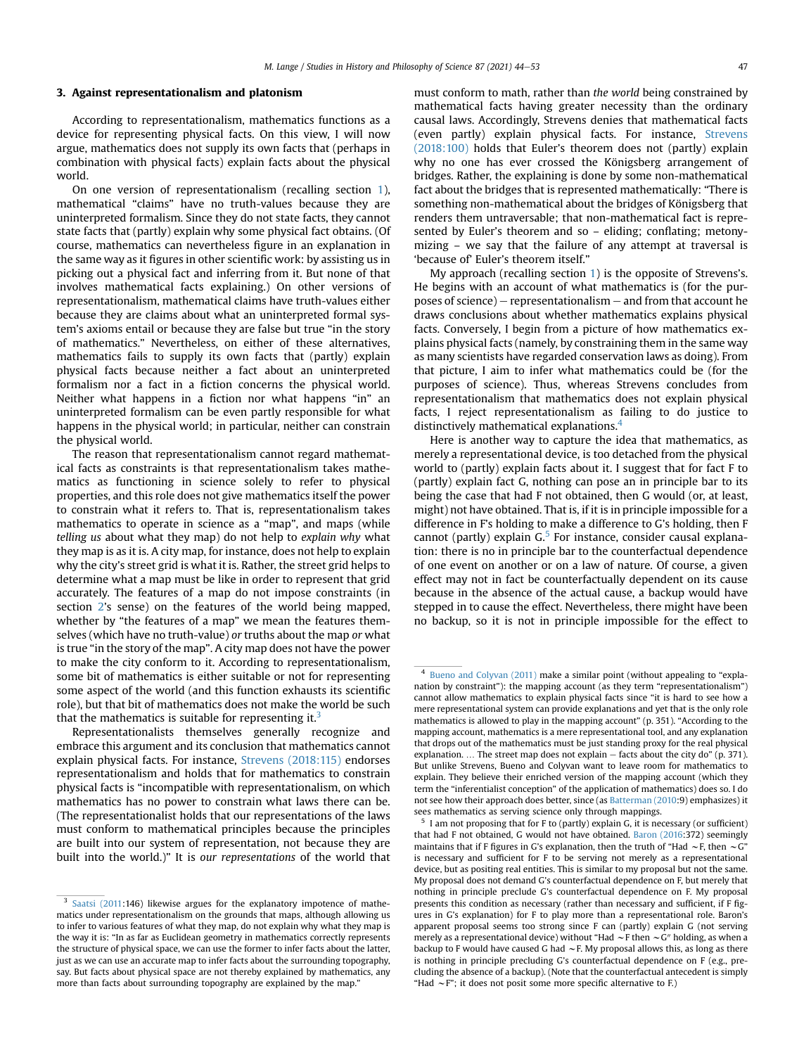## 3. Against representationalism and platonism

According to representationalism, mathematics functions as a device for representing physical facts. On this view, I will now argue, mathematics does not supply its own facts that (perhaps in combination with physical facts) explain facts about the physical world.

On one version of representationalism (recalling section 1), mathematical "claims" have no truth-values because they are uninterpreted formalism. Since they do not state facts, they cannot state facts that (partly) explain why some physical fact obtains. (Of course, mathematics can nevertheless figure in an explanation in the same way as it figures in other scientific work: by assisting us in picking out a physical fact and inferring from it. But none of that involves mathematical facts explaining.) On other versions of representationalism, mathematical claims have truth-values either because they are claims about what an uninterpreted formal system's axioms entail or because they are false but true "in the story of mathematics." Nevertheless, on either of these alternatives, mathematics fails to supply its own facts that (partly) explain physical facts because neither a fact about an uninterpreted formalism nor a fact in a fiction concerns the physical world. Neither what happens in a fiction nor what happens "in" an uninterpreted formalism can be even partly responsible for what happens in the physical world; in particular, neither can constrain the physical world.

The reason that representationalism cannot regard mathematical facts as constraints is that representationalism takes mathematics as functioning in science solely to refer to physical properties, and this role does not give mathematics itself the power to constrain what it refers to. That is, representationalism takes mathematics to operate in science as a "map", and maps (while *telling us* about what they map) do not help to *explain why* what they map is as it is. A city map, for instance, does not help to explain why the city's street grid is what it is. Rather, the street grid helps to determine what a map must be like in order to represent that grid accurately. The features of a map do not impose constraints (in section 2's sense) on the features of the world being mapped, whether by "the features of a map" we mean the features themselves (which have no truth-value) *or* truths about the map *or* what is true "in the story of the map". A city map does not have the power to make the city conform to it. According to representationalism, some bit of mathematics is either suitable or not for representing some aspect of the world (and this function exhausts its scientific role), but that bit of mathematics does not make the world be such that the mathematics is suitable for representing it.[3]

Representationalists themselves generally recognize and embrace this argument and its conclusion that mathematics cannot explain physical facts. For instance, Strevens (2018:115) endorses representationalism and holds that for mathematics to constrain physical facts is "incompatible with representationalism, on which mathematics has no power to constrain what laws there can be. (The representationalist holds that our representations of the laws must conform to mathematical principles because the principles are built into our system of representation, not because they are built into the world.)" It is *our representations* of the world that must conform to math, rather than *the world* being constrained by mathematical facts having greater necessity than the ordinary causal laws. Accordingly, Strevens denies that mathematical facts (even partly) explain physical facts. For instance, Strevens (2018:100) holds that Euler's theorem does not (partly) explain why no one has ever crossed the Königsberg arrangement of bridges. Rather, the explaining is done by some non-mathematical fact about the bridges that is represented mathematically: "There is something non-mathematical about the bridges of Königsberg that renders them untraversable; that non-mathematical fact is represented by Euler's theorem and so – eliding; conflating; metonymizing – we say that the failure of any attempt at traversal is 'because of' Euler's theorem itself."

My approach (recalling section 1) is the opposite of Strevens's. He begins with an account of what mathematics is (for the purposes of science) – representationalism – and from that account he draws conclusions about whether mathematics explains physical facts. Conversely, I begin from a picture of how mathematics explains physical facts (namely, by constraining them in the same way as many scientists have regarded conservation laws as doing). From that picture, I aim to infer what mathematics could be (for the purposes of science). Thus, whereas Strevens concludes from representationalism that mathematics does not explain physical facts, I reject representationalism as failing to do justice to distinctively mathematical explanations.[4]

Here is another way to capture the idea that mathematics, as merely a representational device, is too detached from the physical world to (partly) explain facts about it. I suggest that for fact F to (partly) explain fact G, nothing can pose an in principle bar to its being the case that had F not obtained, then G would (or, at least, might) not have obtained. That is, if it is in principle impossible for a difference in F's holding to make a difference to G's holding, then F cannot (partly) explain G.[5] For instance, consider causal explanation: there is no in principle bar to the counterfactual dependence of one event on another or on a law of nature. Of course, a given effect may not in fact be counterfactually dependent on its cause because in the absence of the actual cause, a backup would have stepped in to cause the effect. Nevertheless, there might have been no backup, so it is not in principle impossible for the effect to

---

[3] Saatsi (2011:146) likewise argues for the explanatory impotence of mathematics under representationalism on the grounds that maps, although allowing us to infer to various features of what they map, do not explain why what they map is the way it is: "In as far as Euclidean geometry in mathematics correctly represents the structure of physical space, we can use the former to infer facts about the latter, just as we can use an accurate map to infer facts about the surrounding topography, say. But facts about physical space are not thereby explained by mathematics, any more than facts about surrounding topography are explained by the map."

[4] Bueno and Colyvan (2011) make a similar point (without appealing to "explanation by constraint"): the mapping account (as they term "representationalism") cannot allow mathematics to explain physical facts since "it is hard to see how a mere representational system can provide explanations and yet that is the only role mathematics is allowed to play in the mapping account" (p. 351). "According to the mapping account, mathematics is a mere representational tool, and any explanation that drops out of the mathematics must be just standing proxy for the real physical explanation. … The street map does not explain – facts about the city do" (p. 371). But unlike Strevens, Bueno and Colyvan want to leave room for mathematics to explain. They believe their enriched version of the mapping account (which they term the "inferentialist conception" of the application of mathematics) does so. I do not see how their approach does better, since (as Batterman (2010:9) emphasizes) it sees mathematics as serving science only through mappings.

[5] I am not proposing that for F to (partly) explain G, it is necessary (or sufficient) that had F not obtained, G would not have obtained. Baron (2016:372) seemingly maintains that if F figures in G's explanation, then the truth of "Had ∼F, then ∼G" is necessary and sufficient for F to be serving not merely as a representational device, but as positing real entities. This is similar to my proposal but not the same. My proposal does not demand G's counterfactual dependence on F, but merely that nothing in principle preclude G's counterfactual dependence on F. My proposal presents this condition as necessary (rather than necessary and sufficient, if F figures in G's explanation) for F to play more than a representational role. Baron's apparent proposal seems too strong since F can (partly) explain G (not serving merely as a representational device) without "Had ∼F then ∼G" holding, as when a backup to F would have caused G had ∼F. My proposal allows this, as long as there is nothing in principle precluding G's counterfactual dependence on F (e.g., precluding the absence of a backup). (Note that the counterfactual antecedent is simply "Had ∼F"; it does not posit some more specific alternative to F.)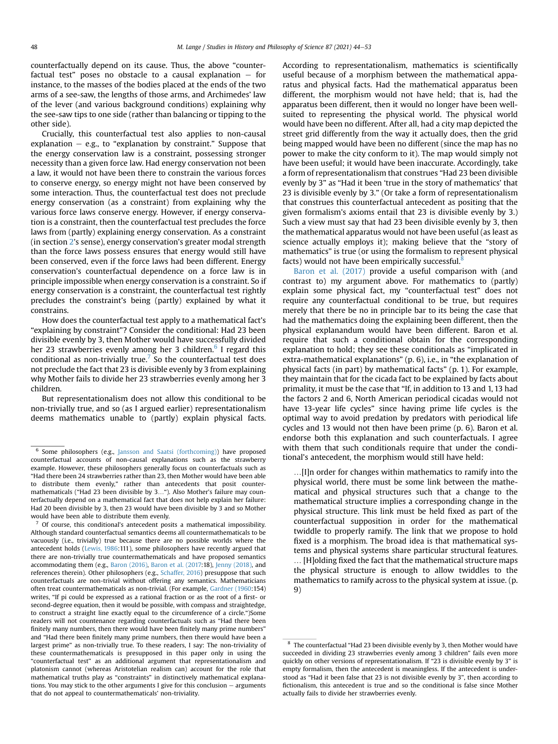counterfactually depend on its cause. Thus, the above "counterfactual test" poses no obstacle to a causal explanation — for instance, to the masses of the bodies placed at the ends of the two arms of a see-saw, the lengths of those arms, and Archimedes' law of the lever (and various background conditions) explaining why the see-saw tips to one side (rather than balancing or tipping to the other side).

Crucially, this counterfactual test also applies to non-causal explanation — e.g., to "explanation by constraint." Suppose that the energy conservation law is a constraint, possessing stronger necessity than a given force law. Had energy conservation not been a law, it would not have been there to constrain the various forces to conserve energy, so energy might not have been conserved by some interaction. Thus, the counterfactual test does not preclude energy conservation (as a constraint) from explaining why the various force laws conserve energy. However, if energy conservation is a constraint, then the counterfactual test precludes the force laws from (partly) explaining energy conservation. As a constraint (in section 2's sense), energy conservation's greater modal strength than the force laws possess ensures that energy would still have been conserved, even if the force laws had been different. Energy conservation's counterfactual dependence on a force law is in principle impossible when energy conservation is a constraint. So if energy conservation is a constraint, the counterfactual test rightly precludes the constraint's being (partly) explained by what it constrains.

How does the counterfactual test apply to a mathematical fact's "explaining by constraint"? Consider the conditional: Had 23 been divisible evenly by 3, then Mother would have successfully divided her 23 strawberries evenly among her 3 children.[6] I regard this conditional as non-trivially true.[7] So the counterfactual test does not preclude the fact that 23 is divisible evenly by 3 from explaining why Mother fails to divide her 23 strawberries evenly among her 3 children.

But representationalism does not allow this conditional to be non-trivially true, and so (as I argued earlier) representationalism deems mathematics unable to (partly) explain physical facts. According to representationalism, mathematics is scientifically useful because of a morphism between the mathematical apparatus and physical facts. Had the mathematical apparatus been different, the morphism would not have held; that is, had the apparatus been different, then it would no longer have been well-suited to representing the physical world. The physical world would have been no different. After all, had a city map depicted the street grid differently from the way it actually does, then the grid being mapped would have been no different (since the map has no power to make the city conform to it). The map would simply not have been useful; it would have been inaccurate. Accordingly, take a form of representationalism that construes "Had 23 been divisible evenly by 3" as "Had it been 'true in the story of mathematics' that 23 is divisible evenly by 3." (Or take a form of representationalism that construes this counterfactual antecedent as positing that the given formalism's axioms entail that 23 is divisible evenly by 3.) Such a view must say that had 23 been divisible evenly by 3, then the mathematical apparatus would not have been useful (as least as science actually employs it); making believe that the "story of mathematics" is true (or using the formalism to represent physical facts) would not have been empirically successful.[8]

Baron et al. (2017) provide a useful comparison with (and contrast to) my argument above. For mathematics to (partly) explain some physical fact, my "counterfactual test" does not require any counterfactual conditional to be true, but requires merely that there be no in principle bar to its being the case that had the mathematics doing the explaining been different, then the physical explanandum would have been different. Baron et al. require that such a conditional obtain for the corresponding explanation to hold; they see these conditionals as "implicated in extra-mathematical explanations" (p. 6), i.e., in "the explanation of physical facts (in part) by mathematical facts" (p. 1). For example, they maintain that for the cicada fact to be explained by facts about primality, it must be the case that "If, in addition to 13 and 1, 13 had the factors 2 and 6, North American periodical cicadas would not have 13-year life cycles" since having prime life cycles is the optimal way to avoid predation by predators with periodical life cycles and 13 would not then have been prime (p. 6). Baron et al. endorse both this explanation and such counterfactuals. I agree with them that such conditionals require that under the conditional's antecedent, the morphism would still have held:

> …[I]n order for changes within mathematics to ramify into the physical world, there must be some link between the mathematical and physical structures such that a change to the mathematical structure implies a corresponding change in the physical structure. This link must be held fixed as part of the counterfactual supposition in order for the mathematical twiddle to properly ramify. The link that we propose to hold fixed is a morphism. The broad idea is that mathematical systems and physical systems share particular structural features. … [H]olding fixed the fact that the mathematical structure maps the physical structure is enough to allow twiddles to the mathematics to ramify across to the physical system at issue. (p. 9)

---

[6] Some philosophers (e.g., Jansson and Saatsi (forthcoming)) have proposed counterfactual accounts of non-causal explanations such as the strawberry example. However, these philosophers generally focus on counterfactuals such as "Had there been 24 strawberries rather than 23, then Mother would have been able to distribute them evenly," rather than antecedents that posit countermathematicals ("Had 23 been divisible by 3…"). Also Mother's failure may counterfactually depend on a mathematical fact that does not help explain her failure: Had 20 been divisible by 3, then 23 would have been divisible by 3 and so Mother would have been able to distribute them evenly.

[7] Of course, this conditional's antecedent posits a mathematical impossibility. Although standard counterfactual semantics deems all countermathematicals to be vacuously (i.e., trivially) true because there are no possible worlds where the antecedent holds (Lewis, 1986:111), some philosophers have recently argued that there are non-trivially true countermathematicals and have proposed semantics accommodating them (e.g., Baron (2016), Baron et al. (2017:18), Jenny (2018), and references therein). Other philosophers (e.g., Schaffer, 2016) presuppose that such counterfactuals are non-trivial without offering any semantics. Mathematicians often treat countermathematicals as non-trivial. (For example, Gardner (1960:154) writes, "If pi could be expressed as a rational fraction or as the root of a first- or second-degree equation, then it would be possible, with compass and straightedge, to construct a straight line exactly equal to the circumference of a circle.")Some readers will not countenance regarding counterfactuals such as "Had there been finitely many numbers, then there would have been finitely many prime numbers" and "Had there been finitely many prime numbers, then there would have been a largest prime" as non-trivially true. To these readers, I say: The non-triviality of these countermathematicals is presupposed in this paper only in using the "counterfactual test" as an additional argument that representationalism and platonism cannot (whereas Aristotelian realism can) account for the role that mathematical truths play as "constraints" in distinctively mathematical explanations. You may stick to the other arguments I give for this conclusion — arguments that do not appeal to countermathematicals' non-triviality.

[8] The counterfactual "Had 23 been divisible evenly by 3, then Mother would have succeeded in dividing 23 strawberries evenly among 3 children" fails even more quickly on other versions of representationalism. If "23 is divisible evenly by 3" is empty formalism, then the antecedent is meaningless. If the antecedent is understood as "Had it been false that 23 is not divisible evenly by 3", then according to fictionalism, this antecedent is true and so the conditional is false since Mother actually fails to divide her strawberries evenly.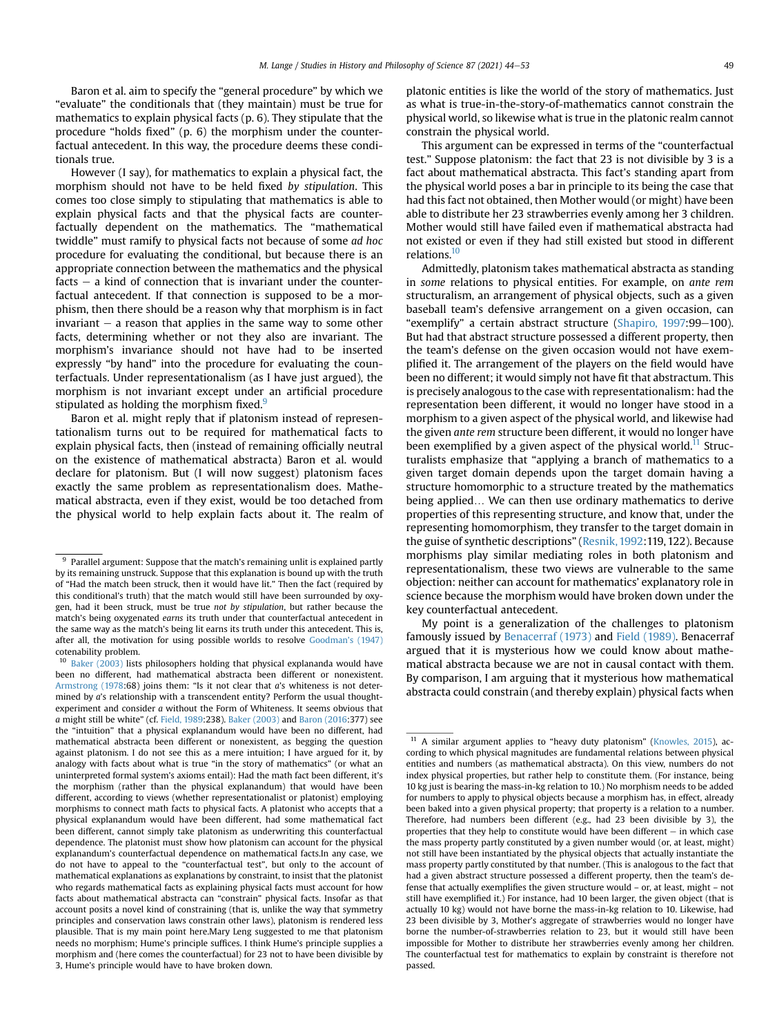Baron et al. aim to specify the "general procedure" by which we "evaluate" the conditionals that (they maintain) must be true for mathematics to explain physical facts (p. 6). They stipulate that the procedure "holds fixed" (p. 6) the morphism under the counterfactual antecedent. In this way, the procedure deems these conditionals true.

However (I say), for mathematics to explain a physical fact, the morphism should not have to be held fixed *by stipulation*. This comes too close simply to stipulating that mathematics is able to explain physical facts and that the physical facts are counterfactually dependent on the mathematics. The "mathematical twiddle" must ramify to physical facts not because of some *ad hoc* procedure for evaluating the conditional, but because there is an appropriate connection between the mathematics and the physical facts – a kind of connection that is invariant under the counterfactual antecedent. If that connection is supposed to be a morphism, then there should be a reason why that morphism is in fact invariant – a reason that applies in the same way to some other facts, determining whether or not they also are invariant. The morphism's invariance should not have had to be inserted expressly "by hand" into the procedure for evaluating the counterfactuals. Under representationalism (as I have just argued), the morphism is not invariant except under an artificial procedure stipulated as holding the morphism fixed.[9]

Baron et al. might reply that if platonism instead of representationalism turns out to be required for mathematical facts to explain physical facts, then (instead of remaining officially neutral on the existence of mathematical abstracta) Baron et al. would declare for platonism. But (I will now suggest) platonism faces exactly the same problem as representationalism does. Mathematical abstracta, even if they exist, would be too detached from the physical world to help explain facts about it. The realm of platonic entities is like the world of the story of mathematics. Just as what is true-in-the-story-of-mathematics cannot constrain the physical world, so likewise what is true in the platonic realm cannot constrain the physical world.

This argument can be expressed in terms of the "counterfactual test." Suppose platonism: the fact that 23 is not divisible by 3 is a fact about mathematical abstracta. This fact's standing apart from the physical world poses a bar in principle to its being the case that had this fact not obtained, then Mother would (or might) have been able to distribute her 23 strawberries evenly among her 3 children. Mother would still have failed even if mathematical abstracta had not existed or even if they had still existed but stood in different relations.[10]

Admittedly, platonism takes mathematical abstracta as standing in *some* relations to physical entities. For example, on *ante rem* structuralism, an arrangement of physical objects, such as a given baseball team's defensive arrangement on a given occasion, can "exemplify" a certain abstract structure (Shapiro, 1997:99–100). But had that abstract structure possessed a different property, then the team's defense on the given occasion would not have exemplified it. The arrangement of the players on the field would have been no different; it would simply not have fit that abstractum. This is precisely analogous to the case with representationalism: had the representation been different, it would no longer have stood in a morphism to a given aspect of the physical world, and likewise had the given *ante rem* structure been different, it would no longer have been exemplified by a given aspect of the physical world.[11] Structuralists emphasize that "applying a branch of mathematics to a given target domain depends upon the target domain having a structure homomorphic to a structure treated by the mathematics being applied… We can then use ordinary mathematics to derive properties of this representing structure, and know that, under the representing homomorphism, they transfer to the target domain in the guise of synthetic descriptions" (Resnik, 1992:119, 122). Because morphisms play similar mediating roles in both platonism and representationalism, these two views are vulnerable to the same objection: neither can account for mathematics' explanatory role in science because the morphism would have broken down under the key counterfactual antecedent.

My point is a generalization of the challenges to platonism famously issued by Benacerraf (1973) and Field (1989). Benacerraf argued that it is mysterious how we could know about mathematical abstracta because we are not in causal contact with them. By comparison, I am arguing that it mysterious how mathematical abstracta could constrain (and thereby explain) physical facts when

---

[9] Parallel argument: Suppose that the match's remaining unlit is explained partly by its remaining unstruck. Suppose that this explanation is bound up with the truth of "Had the match been struck, then it would have lit." Then the fact (required by this conditional's truth) that the match would still have been surrounded by oxygen, had it been struck, must be true *not by stipulation*, but rather because the match's being oxygenated *earns* its truth under that counterfactual antecedent in the same way as the match's being lit earns its truth under this antecedent. This is, after all, the motivation for using possible worlds to resolve Goodman's (1947) cotenability problem.

[10] Baker (2003) lists philosophers holding that physical explananda would have been no different, had mathematical abstracta been different or nonexistent. Armstrong (1978:68) joins them: "Is it not clear that *a*'s whiteness is not determined by *a*'s relationship with a transcendent entity? Perform the usual thought-experiment and consider *a* without the Form of Whiteness. It seems obvious that *a* might still be white" (cf. Field, 1989:238). Baker (2003) and Baron (2016:377) see the "intuition" that a physical explanandum would have been no different, had mathematical abstracta been different or nonexistent, as begging the question against platonism. I do not see this as a mere intuition; I have argued for it, by analogy with facts about what is true "in the story of mathematics" (or what an uninterpreted formal system's axioms entail): Had the math fact been different, it's the morphism (rather than the physical explanandum) that would have been different, according to views (whether representationalist or platonist) employing morphisms to connect math facts to physical facts. A platonist who accepts that a physical explanandum would have been different, had some mathematical fact been different, cannot simply take platonism as underwriting this counterfactual dependence. The platonist must show how platonism can account for the physical explanandum's counterfactual dependence on mathematical facts.In any case, we do not have to appeal to the "counterfactual test", but only to the account of mathematical explanations as explanations by constraint, to insist that the platonist who regards mathematical facts as explaining physical facts must account for how facts about mathematical abstracta can "constrain" physical facts. Insofar as that account posits a novel kind of constraining (that is, unlike the way that symmetry principles and conservation laws constrain other laws), platonism is rendered less plausible. That is my main point here.Mary Leng suggested to me that platonism needs no morphism; Hume's principle suffices. I think Hume's principle supplies a morphism and (here comes the counterfactual) for 23 not to have been divisible by 3, Hume's principle would have to have broken down.

[11] A similar argument applies to "heavy duty platonism" (Knowles, 2015), according to which physical magnitudes are fundamental relations between physical entities and numbers (as mathematical abstracta). On this view, numbers do not index physical properties, but rather help to constitute them. (For instance, being 10 kg just is bearing the mass-in-kg relation to 10.) No morphism needs to be added for numbers to apply to physical objects because a morphism has, in effect, already been baked into a given physical property; that property is a relation to a number. Therefore, had numbers been different (e.g., had 23 been divisible by 3), the properties that they help to constitute would have been different – in which case the mass property partly constituted by a given number would (or, at least, might) not still have been instantiated by the physical objects that actually instantiate the mass property partly constituted by that number. (This is analogous to the fact that had a given abstract structure possessed a different property, then the team's defense that actually exemplifies the given structure would – or, at least, might – not still have exemplified it.) For instance, had 10 been larger, the given object (that is actually 10 kg) would not have borne the mass-in-kg relation to 10. Likewise, had 23 been divisible by 3, Mother's aggregate of strawberries would no longer have borne the number-of-strawberries relation to 23, but it would still have been impossible for Mother to distribute her strawberries evenly among her children. The counterfactual test for mathematics to explain by constraint is therefore not passed.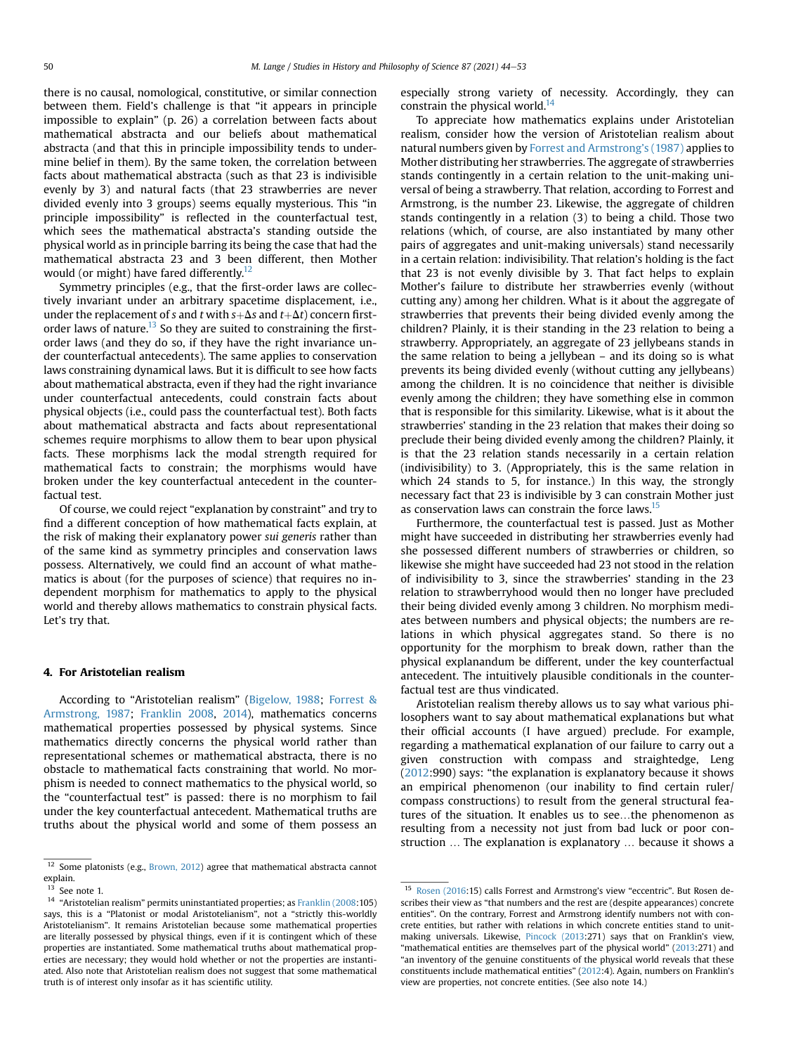there is no causal, nomological, constitutive, or similar connection between them. Field's challenge is that "it appears in principle impossible to explain" (p. 26) a correlation between facts about mathematical abstracta and our beliefs about mathematical abstracta (and that this in principle impossibility tends to undermine belief in them). By the same token, the correlation between facts about mathematical abstracta (such as that 23 is indivisible evenly by 3) and natural facts (that 23 strawberries are never divided evenly into 3 groups) seems equally mysterious. This "in principle impossibility" is reflected in the counterfactual test, which sees the mathematical abstracta's standing outside the physical world as in principle barring its being the case that had the mathematical abstracta 23 and 3 been different, then Mother would (or might) have fared differently.[12]

Symmetry principles (e.g., that the first-order laws are collectively invariant under an arbitrary spacetime displacement, i.e., under the replacement of $s$ and $t$ with $s+\Delta s$ and $t+\Delta t$) concern first-order laws of nature.[13] So they are suited to constraining the first-order laws (and they do so, if they have the right invariance under counterfactual antecedents). The same applies to conservation laws constraining dynamical laws. But it is difficult to see how facts about mathematical abstracta, even if they had the right invariance under counterfactual antecedents, could constrain facts about physical objects (i.e., could pass the counterfactual test). Both facts about mathematical abstracta and facts about representational schemes require morphisms to allow them to bear upon physical facts. These morphisms lack the modal strength required for mathematical facts to constrain; the morphisms would have broken under the key counterfactual antecedent in the counterfactual test.

Of course, we could reject "explanation by constraint" and try to find a different conception of how mathematical facts explain, at the risk of making their explanatory power *sui generis* rather than of the same kind as symmetry principles and conservation laws possess. Alternatively, we could find an account of what mathematics is about (for the purposes of science) that requires no independent morphism for mathematics to apply to the physical world and thereby allows mathematics to constrain physical facts. Let's try that.

## 4. For Aristotelian realism

According to "Aristotelian realism" (Bigelow, 1988; Forrest & Armstrong, 1987; Franklin 2008, 2014), mathematics concerns mathematical properties possessed by physical systems. Since mathematics directly concerns the physical world rather than representational schemes or mathematical abstracta, there is no obstacle to mathematical facts constraining that world. No morphism is needed to connect mathematics to the physical world, so the "counterfactual test" is passed: there is no morphism to fail under the key counterfactual antecedent. Mathematical truths are truths about the physical world and some of them possess an especially strong variety of necessity. Accordingly, they can constrain the physical world.[14]

To appreciate how mathematics explains under Aristotelian realism, consider how the version of Aristotelian realism about natural numbers given by Forrest and Armstrong's (1987) applies to Mother distributing her strawberries. The aggregate of strawberries stands contingently in a certain relation to the unit-making universal of being a strawberry. That relation, according to Forrest and Armstrong, is the number 23. Likewise, the aggregate of children stands contingently in a relation (3) to being a child. Those two relations (which, of course, are also instantiated by many other pairs of aggregates and unit-making universals) stand necessarily in a certain relation: indivisibility. That relation's holding is the fact that 23 is not evenly divisible by 3. That fact helps to explain Mother's failure to distribute her strawberries evenly (without cutting any) among her children. What is it about the aggregate of strawberries that prevents their being divided evenly among the children? Plainly, it is their standing in the 23 relation to being a strawberry. Appropriately, an aggregate of 23 jellybeans stands in the same relation to being a jellybean – and its doing so is what prevents its being divided evenly (without cutting any jellybeans) among the children. It is no coincidence that neither is divisible evenly among the children; they have something else in common that is responsible for this similarity. Likewise, what is it about the strawberries' standing in the 23 relation that makes their doing so preclude their being divided evenly among the children? Plainly, it is that the 23 relation stands necessarily in a certain relation (indivisibility) to 3. (Appropriately, this is the same relation in which 24 stands to 5, for instance.) In this way, the strongly necessary fact that 23 is indivisible by 3 can constrain Mother just as conservation laws can constrain the force laws.[15]

Furthermore, the counterfactual test is passed. Just as Mother might have succeeded in distributing her strawberries evenly had she possessed different numbers of strawberries or children, so likewise she might have succeeded had 23 not stood in the relation of indivisibility to 3, since the strawberries' standing in the 23 relation to strawberryhood would then no longer have precluded their being divided evenly among 3 children. No morphism mediates between numbers and physical objects; the numbers are relations in which physical aggregates stand. So there is no opportunity for the morphism to break down, rather than the physical explanandum be different, under the key counterfactual antecedent. The intuitively plausible conditionals in the counterfactual test are thus vindicated.

Aristotelian realism thereby allows us to say what various philosophers want to say about mathematical explanations but what their official accounts (I have argued) preclude. For example, regarding a mathematical explanation of our failure to carry out a given construction with compass and straightedge, Leng (2012:990) says: "the explanation is explanatory because it shows an empirical phenomenon (our inability to find certain ruler/compass constructions) to result from the general structural features of the situation. It enables us to see…the phenomenon as resulting from a necessity not just from bad luck or poor construction … The explanation is explanatory … because it shows a

---

[12] Some platonists (e.g., Brown, 2012) agree that mathematical abstracta cannot explain.

[13] See note 1.

[14] "Aristotelian realism" permits uninstantiated properties; as Franklin (2008:105) says, this is a "Platonist or modal Aristotelianism", not a "strictly this-worldly Aristotelianism". It remains Aristotelian because some mathematical properties are literally possessed by physical things, even if it is contingent which of these properties are instantiated. Some mathematical truths about mathematical properties are necessary; they would hold whether or not the properties are instantiated. Also note that Aristotelian realism does not suggest that some mathematical truth is of interest only insofar as it has scientific utility.

[15] Rosen (2016:15) calls Forrest and Armstrong's view "eccentric". But Rosen describes their view as "that numbers and the rest are (despite appearances) concrete entities". On the contrary, Forrest and Armstrong identify numbers not with concrete entities, but rather with relations in which concrete entities stand to unit-making universals. Likewise, Pincock (2013:271) says that on Franklin's view, "mathematical entities are themselves part of the physical world" (2013:271) and "an inventory of the genuine constituents of the physical world reveals that these constituents include mathematical entities" (2012:4). Again, numbers on Franklin's view are properties, not concrete entities. (See also note 14.)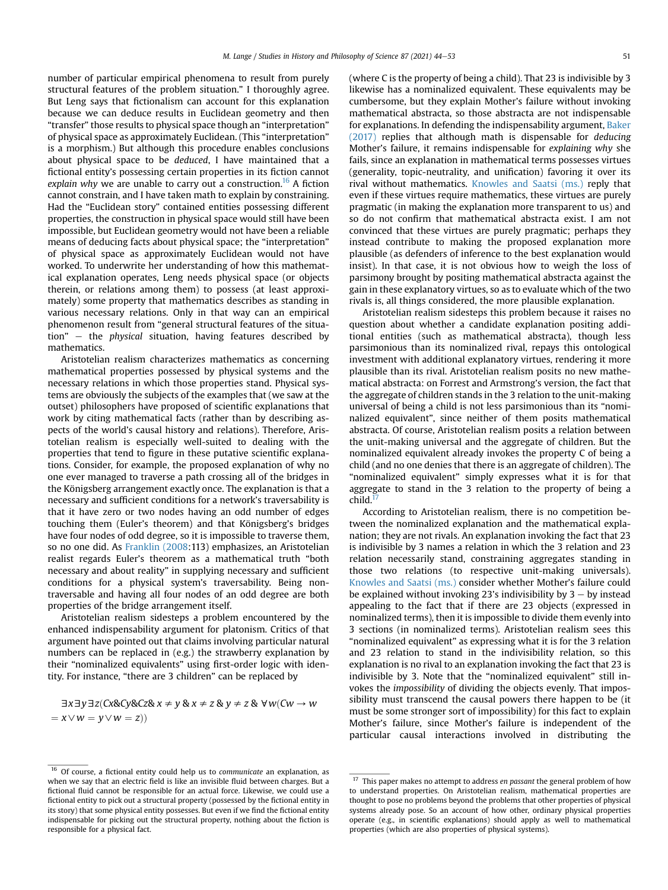number of particular empirical phenomena to result from purely structural features of the problem situation." I thoroughly agree. But Leng says that fictionalism can account for this explanation because we can deduce results in Euclidean geometry and then "transfer" those results to physical space though an "interpretation" of physical space as approximately Euclidean. (This "interpretation" is a morphism.) But although this procedure enables conclusions about physical space to be *deduced*, I have maintained that a fictional entity's possessing certain properties in its fiction cannot *explain why* we are unable to carry out a construction.[16] A fiction cannot constrain, and I have taken math to explain by constraining. Had the "Euclidean story" contained entities possessing different properties, the construction in physical space would still have been impossible, but Euclidean geometry would not have been a reliable means of deducing facts about physical space; the "interpretation" of physical space as approximately Euclidean would not have worked. To underwrite her understanding of how this mathematical explanation operates, Leng needs physical space (or objects therein, or relations among them) to possess (at least approximately) some property that mathematics describes as standing in various necessary relations. Only in that way can an empirical phenomenon result from "general structural features of the situation" − the *physical* situation, having features described by mathematics.

Aristotelian realism characterizes mathematics as concerning mathematical properties possessed by physical systems and the necessary relations in which those properties stand. Physical systems are obviously the subjects of the examples that (we saw at the outset) philosophers have proposed of scientific explanations that work by citing mathematical facts (rather than by describing aspects of the world's causal history and relations). Therefore, Aristotelian realism is especially well-suited to dealing with the properties that tend to figure in these putative scientific explanations. Consider, for example, the proposed explanation of why no one ever managed to traverse a path crossing all of the bridges in the Königsberg arrangement exactly once. The explanation is that a necessary and sufficient conditions for a network's traversability is that it have zero or two nodes having an odd number of edges touching them (Euler's theorem) and that Königsberg's bridges have four nodes of odd degree, so it is impossible to traverse them, so no one did. As Franklin (2008:113) emphasizes, an Aristotelian realist regards Euler's theorem as a mathematical truth "both necessary and about reality" in supplying necessary and sufficient conditions for a physical system's traversability. Being non-traversable and having all four nodes of an odd degree are both properties of the bridge arrangement itself.

Aristotelian realism sidesteps a problem encountered by the enhanced indispensability argument for platonism. Critics of that argument have pointed out that claims involving particular natural numbers can be replaced in (e.g.) the strawberry explanation by their "nominalized equivalents" using first-order logic with identity. For instance, "there are 3 children" can be replaced by

$$\exists x \exists y \exists z (Cx \& Cy \& Cz \& x \neq y \& x \neq z \& y \neq z \& \forall w (Cw \rightarrow w = x \lor w = y \lor w = z))$$

(where C is the property of being a child). That 23 is indivisible by 3 likewise has a nominalized equivalent. These equivalents may be cumbersome, but they explain Mother's failure without invoking mathematical abstracta, so those abstracta are not indispensable for explanations. In defending the indispensability argument, Baker (2017) replies that although math is dispensable for *deducing* Mother's failure, it remains indispensable for *explaining why* she fails, since an explanation in mathematical terms possesses virtues (generality, topic-neutrality, and unification) favoring it over its rival without mathematics. Knowles and Saatsi (ms.) reply that even if these virtues require mathematics, these virtues are purely pragmatic (in making the explanation more transparent to us) and so do not confirm that mathematical abstracta exist. I am not convinced that these virtues are purely pragmatic; perhaps they instead contribute to making the proposed explanation more plausible (as defenders of inference to the best explanation would insist). In that case, it is not obvious how to weigh the loss of parsimony brought by positing mathematical abstracta against the gain in these explanatory virtues, so as to evaluate which of the two rivals is, all things considered, the more plausible explanation.

Aristotelian realism sidesteps this problem because it raises no question about whether a candidate explanation positing additional entities (such as mathematical abstracta), though less parsimonious than its nominalized rival, repays this ontological investment with additional explanatory virtues, rendering it more plausible than its rival. Aristotelian realism posits no new mathematical abstracta: on Forrest and Armstrong's version, the fact that the aggregate of children stands in the 3 relation to the unit-making universal of being a child is not less parsimonious than its "nominalized equivalent", since neither of them posits mathematical abstracta. Of course, Aristotelian realism posits a relation between the unit-making universal and the aggregate of children. But the nominalized equivalent already invokes the property C of being a child (and no one denies that there is an aggregate of children). The "nominalized equivalent" simply expresses what it is for that aggregate to stand in the 3 relation to the property of being a child.[17]

According to Aristotelian realism, there is no competition between the nominalized explanation and the mathematical explanation; they are not rivals. An explanation invoking the fact that 23 is indivisible by 3 names a relation in which the 3 relation and 23 relation necessarily stand, constraining aggregates standing in those two relations (to respective unit-making universals). Knowles and Saatsi (ms.) consider whether Mother's failure could be explained without invoking 23's indivisibility by 3 − by instead appealing to the fact that if there are 23 objects (expressed in nominalized terms), then it is impossible to divide them evenly into 3 sections (in nominalized terms). Aristotelian realism sees this "nominalized equivalent" as expressing what it is for the 3 relation and 23 relation to stand in the indivisibility relation, so this explanation is no rival to an explanation invoking the fact that 23 is indivisible by 3. Note that the "nominalized equivalent" still invokes the *impossibility* of dividing the objects evenly. That impossibility must transcend the causal powers there happen to be (it must be some stronger sort of impossibility) for this fact to explain Mother's failure, since Mother's failure is independent of the particular causal interactions involved in distributing the

---

[16] Of course, a fictional entity could help us to *communicate* an explanation, as when we say that an electric field is like an invisible fluid between charges. But a fictional fluid cannot be responsible for an actual force. Likewise, we could use a fictional entity to pick out a structural property (possessed by the fictional entity in its story) that some physical entity possesses. But even if we find the fictional entity indispensable for picking out the structural property, nothing about the fiction is responsible for a physical fact.

[17] This paper makes no attempt to address *en passant* the general problem of how to understand properties. On Aristotelian realism, mathematical properties are thought to pose no problems beyond the problems that other properties of physical systems already pose. So an account of how other, ordinary physical properties operate (e.g., in scientific explanations) should apply as well to mathematical properties (which are also properties of physical systems).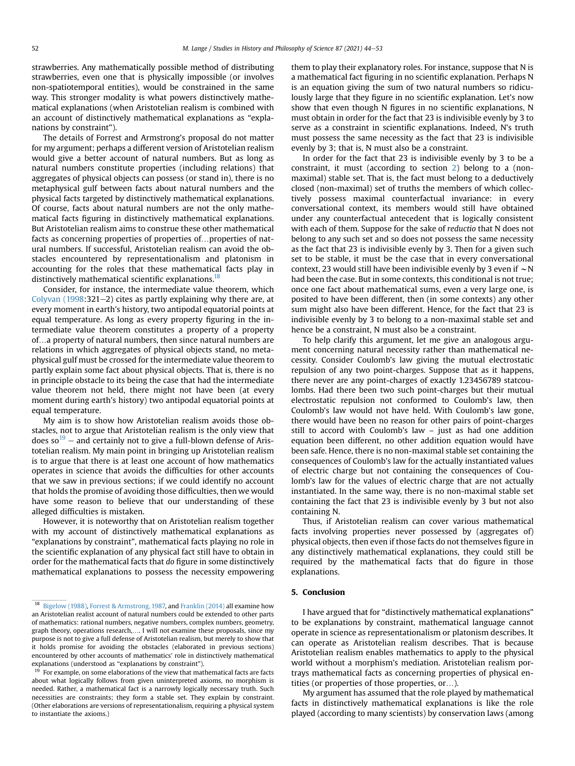strawberries. Any mathematically possible method of distributing strawberries, even one that is physically impossible (or involves non-spatiotemporal entities), would be constrained in the same way. This stronger modality is what powers distinctively mathematical explanations (when Aristotelian realism is combined with an account of distinctively mathematical explanations as "explanations by constraint").

The details of Forrest and Armstrong's proposal do not matter for my argument; perhaps a different version of Aristotelian realism would give a better account of natural numbers. But as long as natural numbers constitute properties (including relations) that aggregates of physical objects can possess (or stand in), there is no metaphysical gulf between facts about natural numbers and the physical facts targeted by distinctively mathematical explanations. Of course, facts about natural numbers are not the only mathematical facts figuring in distinctively mathematical explanations. But Aristotelian realism aims to construe these other mathematical facts as concerning properties of properties of…properties of natural numbers. If successful, Aristotelian realism can avoid the obstacles encountered by representationalism and platonism in accounting for the roles that these mathematical facts play in distinctively mathematical scientific explanations.[18]

Consider, for instance, the intermediate value theorem, which Colyvan (1998:321–2) cites as partly explaining why there are, at every moment in earth's history, two antipodal equatorial points at equal temperature. As long as every property figuring in the intermediate value theorem constitutes a property of a property of…a property of natural numbers, then since natural numbers are relations in which aggregates of physical objects stand, no metaphysical gulf must be crossed for the intermediate value theorem to partly explain some fact about physical objects. That is, there is no in principle obstacle to its being the case that had the intermediate value theorem not held, there might not have been (at every moment during earth's history) two antipodal equatorial points at equal temperature.

My aim is to show how Aristotelian realism avoids those obstacles, not to argue that Aristotelian realism is the only view that does so[19] – and certainly not to give a full-blown defense of Aristotelian realism. My main point in bringing up Aristotelian realism is to argue that there is at least one account of how mathematics operates in science that avoids the difficulties for other accounts that we saw in previous sections; if we could identify no account that holds the promise of avoiding those difficulties, then we would have some reason to believe that our understanding of these alleged difficulties is mistaken.

However, it is noteworthy that on Aristotelian realism together with my account of distinctively mathematical explanations as "explanations by constraint", mathematical facts playing no role in the scientific explanation of any physical fact still have to obtain in order for the mathematical facts that *do* figure in some distinctively mathematical explanations to possess the necessity empowering them to play their explanatory roles. For instance, suppose that N is a mathematical fact figuring in no scientific explanation. Perhaps N is an equation giving the sum of two natural numbers so ridiculously large that they figure in no scientific explanation. Let's now show that even though N figures in no scientific explanations, N must obtain in order for the fact that 23 is indivisible evenly by 3 to serve as a constraint in scientific explanations. Indeed, N's truth must possess the same necessity as the fact that 23 is indivisible evenly by 3; that is, N must also be a constraint.

In order for the fact that 23 is indivisible evenly by 3 to be a constraint, it must (according to section 2) belong to a (non-maximal) stable set. That is, the fact must belong to a deductively closed (non-maximal) set of truths the members of which collectively possess maximal counterfactual invariance: in every conversational context, its members would still have obtained under any counterfactual antecedent that is logically consistent with each of them. Suppose for the sake of *reductio* that N does not belong to any such set and so does not possess the same necessity as the fact that 23 is indivisible evenly by 3. Then for a given such set to be stable, it must be the case that in every conversational context, 23 would still have been indivisible evenly by 3 even if $\sim$N had been the case. But in some contexts, this conditional is not true; once one fact about mathematical sums, even a very large one, is posited to have been different, then (in some contexts) any other sum might also have been different. Hence, for the fact that 23 is indivisible evenly by 3 to belong to a non-maximal stable set and hence be a constraint, N must also be a constraint.

To help clarify this argument, let me give an analogous argument concerning natural necessity rather than mathematical necessity. Consider Coulomb's law giving the mutual electrostatic repulsion of any two point-charges. Suppose that as it happens, there never are any point-charges of exactly 1.23456789 statcoulombs. Had there been two such point-charges but their mutual electrostatic repulsion not conformed to Coulomb's law, then Coulomb's law would not have held. With Coulomb's law gone, there would have been no reason for other pairs of point-charges still to accord with Coulomb's law – just as had one addition equation been different, no other addition equation would have been safe. Hence, there is no non-maximal stable set containing the consequences of Coulomb's law for the actually instantiated values of electric charge but not containing the consequences of Coulomb's law for the values of electric charge that are not actually instantiated. In the same way, there is no non-maximal stable set containing the fact that 23 is indivisible by 3 but not also containing N.

Thus, if Aristotelian realism can cover various mathematical facts involving properties never possessed by (aggregates of) physical objects, then even if those facts do not themselves figure in any distinctively mathematical explanations, they could still be required by the mathematical facts that do figure in those explanations.

## 5. Conclusion

I have argued that for "distinctively mathematical explanations" to be explanations by constraint, mathematical language cannot operate in science as representationalism or platonism describes. It can operate as Aristotelian realism describes. That is because Aristotelian realism enables mathematics to apply to the physical world without a morphism's mediation. Aristotelian realism portrays mathematical facts as concerning properties of physical entities (or properties of those properties, or…).

My argument has assumed that the role played by mathematical facts in distinctively mathematical explanations is like the role played (according to many scientists) by conservation laws (among

---

[18] Bigelow (1988), Forrest & Armstrong, 1987, and Franklin (2014) all examine how an Aristotelian realist account of natural numbers could be extended to other parts of mathematics: rational numbers, negative numbers, complex numbers, geometry, graph theory, operations research,…. I will not examine these proposals, since my purpose is not to give a full defense of Aristotelian realism, but merely to show that it holds promise for avoiding the obstacles (elaborated in previous sections) encountered by other accounts of mathematics' role in distinctively mathematical explanations (understood as "explanations by constraint").

[19] For example, on some elaborations of the view that mathematical facts are facts about what logically follows from given uninterpreted axioms, no morphism is needed. Rather, a mathematical fact is a narrowly logically necessary truth. Such necessities are constraints; they form a stable set. They explain by constraint. (Other elaborations are versions of representationalism, requiring a physical system to instantiate the axioms.)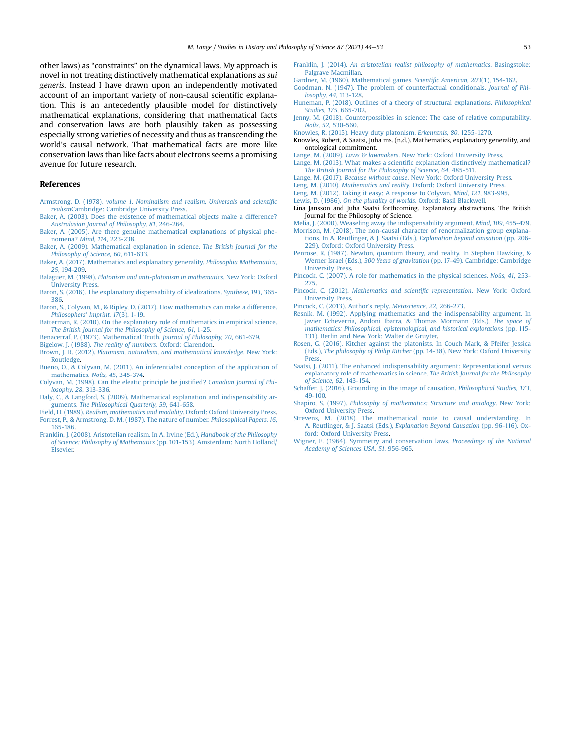other laws) as "constraints" on the dynamical laws. My approach is novel in not treating distinctively mathematical explanations as *sui generis*. Instead I have drawn upon an independently motivated account of an important variety of non-causal scientific explanation. This is an antecedently plausible model for distinctively mathematical explanations, considering that mathematical facts and conservation laws are both plausibly taken as possessing especially strong varieties of necessity and thus as transcending the world's causal network. That mathematical facts are more like conservation laws than like facts about electrons seems a promising avenue for future research.

## References

Armstrong, D. (1978). *volume 1. Nominalism and realism, Universals and scientific realism*Cambridge: Cambridge University Press.

Baker, A. (2003). Does the existence of mathematical objects make a difference? *Australasian Journal of Philosophy, 81*, 246-264.

Baker, A. (2005). Are there genuine mathematical explanations of physical phenomena? *Mind, 114*, 223-238.

Baker, A. (2009). Mathematical explanation in science. *The British Journal for the Philosophy of Science, 60*, 611-633.

Baker, A. (2017). Mathematics and explanatory generality. *Philosophia Mathematica, 25*, 194-209.

Balaguer, M. (1998). *Platonism and anti-platonism in mathematics*. New York: Oxford University Press.

Baron, S. (2016). The explanatory dispensability of idealizations. *Synthese, 193*, 365-386.

Baron, S., Colyvan, M., & Ripley, D. (2017). How mathematics can make a difference. *Philosophers' Imprint, 17*(3), 1-19.

Batterman, R. (2010). On the explanatory role of mathematics in empirical science. *The British Journal for the Philosophy of Science, 61*, 1-25.

Benacerraf, P. (1973). Mathematical Truth. *Journal of Philosophy, 70*, 661-679.

Bigelow, J. (1988). *The reality of numbers*. Oxford: Clarendon.

Brown, J. R. (2012). *Platonism, naturalism, and mathematical knowledge*. New York: Routledge.

Bueno, O., & Colyvan, M. (2011). An inferentialist conception of the application of mathematics. *Noûs, 45*, 345-374.

Colyvan, M. (1998). Can the eleatic principle be justified? *Canadian Journal of Philosophy, 28*, 313-336.

Daly, C., & Langford, S. (2009). Mathematical explanation and indispensability arguments. *The Philosophical Quarterly, 59*, 641-658.

Field, H. (1989). *Realism, mathematics and modality*. Oxford: Oxford University Press.

Forrest, P., & Armstrong, D. M. (1987). The nature of number. *Philosophical Papers, 16*, 165-186.

Franklin, J. (2008). Aristotelian realism. In A. Irvine (Ed.), *Handbook of the Philosophy of Science: Philosophy of Mathematics* (pp. 101-153). Amsterdam: North Holland/Elsevier.

Franklin, J. (2014). *An aristotelian realist philosophy of mathematics*. Basingstoke: Palgrave Macmillan.

Gardner, M. (1960). Mathematical games. *Scientific American, 203*(1), 154-162.

Goodman, N. (1947). The problem of counterfactual conditionals. *Journal of Philosophy, 44*, 113-128.

Huneman, P. (2018). Outlines of a theory of structural explanations. *Philosophical Studies, 175*, 665-702.

Jenny, M. (2018). Counterpossibles in science: The case of relative computability. *Noûs, 52*, 530-560.

Knowles, R. (2015). Heavy duty platonism. *Erkenntnis, 80*, 1255-1270.

Knowles, Robert, & Saatsi, Juha ms. (n.d.). Mathematics, explanatory generality, and ontological commitment.

Lange, M. (2009). *Laws & lawmakers*. New York: Oxford University Press.

Lange, M. (2013). What makes a scientific explanation distinctively mathematical? *The British Journal for the Philosophy of Science, 64*, 485-511.

Lange, M. (2017). *Because without cause*. New York: Oxford University Press.

Leng, M. (2010). *Mathematics and reality*. Oxford: Oxford University Press.

Leng, M. (2012). Taking it easy: A response to Colyvan. *Mind, 121*, 983-995.

Lewis, D. (1986). *On the plurality of worlds*. Oxford: Basil Blackwell.

Lina Jansson and Juha Saatsi forthcoming. Explanatory abstractions. The British Journal for the Philosophy of Science.

Melia, J. (2000). Weaseling away the indispensability argument. *Mind, 109*, 455-479.

Morrison, M. (2018). The non-causal character of renormalization group explanations. In A. Reutlinger, & J. Saatsi (Eds.), *Explanation beyond causation* (pp. 206-229). Oxford: Oxford University Press.

Penrose, R. (1987). Newton, quantum theory, and reality. In Stephen Hawking, & Werner Israel (Eds.), *300 Years of gravitation* (pp. 17-49). Cambridge: Cambridge University Press.

Pincock, C. (2007). A role for mathematics in the physical sciences. *Noûs, 41*, 253-275.

Pincock, C. (2012). *Mathematics and scientific representation*. New York: Oxford University Press.

Pincock, C. (2013). Author's reply. *Metascience, 22*, 266-273.

Resnik, M. (1992). Applying mathematics and the indispensability argument. In Javier Echeverria, Andoni Ibarra, & Thomas Mormann (Eds.), *The space of mathematics: Philosophical, epistemological, and historical explorations* (pp. 115-131). Berlin and New York: Walter de Gruyter.

Rosen, G. (2016). Kitcher against the platonists. In Couch Mark, & Pfeifer Jessica (Eds.), *The philosophy of Philip Kitcher* (pp. 14-38). New York: Oxford University Press.

Saatsi, J. (2011). The enhanced indispensability argument: Representational versus explanatory role of mathematics in science. *The British Journal for the Philosophy of Science, 62*, 143-154.

Schaffer, J. (2016). Grounding in the image of causation. *Philosophical Studies, 173*, 49-100.

Shapiro, S. (1997). *Philosophy of mathematics: Structure and ontology*. New York: Oxford University Press.

Strevens, M. (2018). The mathematical route to causal understanding. In A. Reutlinger, & J. Saatsi (Eds.), *Explanation Beyond Causation* (pp. 96-116). Oxford: Oxford University Press.

Wigner, E. (1964). Symmetry and conservation laws. *Proceedings of the National Academy of Sciences USA, 51*, 956-965.